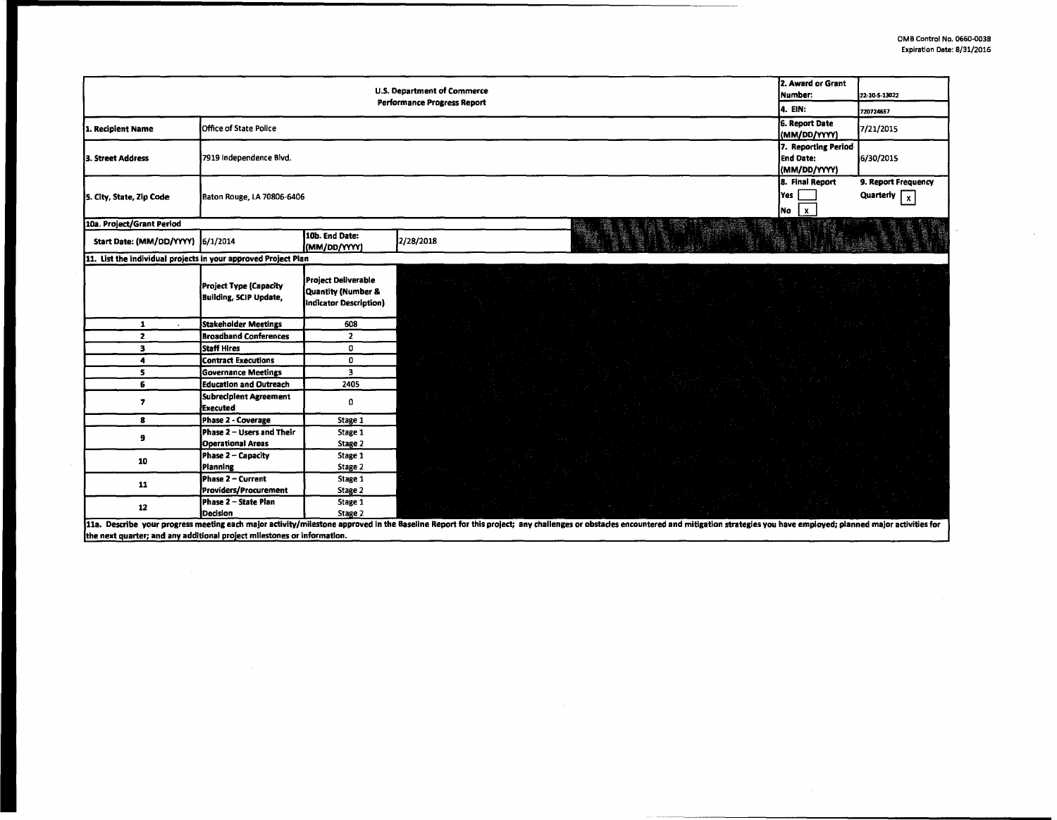OMB Control No. 0660-0038
Expiration Date: 8/31/2016

| U.S. Department of Commerce Performance Progress Report | | | | 2. Award or Grant Number: | 22-10-S-13022 |
|---|---|---|---|---|---|
| | | | | 4. EIN: | 720724657 |
| 1. Recipient Name | Office of State Police | | | 6. Report Date (MM/DD/YYYY) | 7/21/2015 |
| 3. Street Address | 7919 Independence Blvd. | | | 7. Reporting Period End Date: (MM/DD/YYYY) | 6/30/2015 |
| 5. City, State, Zip Code | Baton Rouge, LA 70806-6406 | | | 8. Final Report Yes [ ] No [x] | 9. Report Frequency Quarterly [x] |
| 10a. Project/Grant Period | | | | | |
| Start Date: (MM/DD/YYYY) | 6/1/2014 | 10b. End Date: (MM/DD/YYYY) | 2/28/2018 | | |

11. List the individual projects in your approved Project Plan

| | Project Type (Capacity Building, SCIP Update, | Project Deliverable Quantity (Number & Indicator Description) |
|---|---|---|
| 1 | Stakeholder Meetings | 608 |
| 2 | Broadband Conferences | 2 |
| 3 | Staff Hires | 0 |
| 4 | Contract Executions | 0 |
| 5 | Governance Meetings | 3 |
| 6 | Education and Outreach | 2405 |
| 7 | Subrecipient Agreement Executed | 0 |
| 8 | Phase 2 - Coverage | Stage 1 |
| 9 | Phase 2 – Users and Their Operational Areas | Stage 1 Stage 2 |
| 10 | Phase 2 – Capacity Planning | Stage 1 Stage 2 |
| 11 | Phase 2 – Current Providers/Procurement | Stage 1 Stage 2 |
| 12 | Phase 2 – State Plan Decision | Stage 1 Stage 2 |

11a. Describe your progress meeting each major activity/milestone approved in the Baseline Report for this project; any challenges or obstacles encountered and mitigation strategies you have employed; planned major activities for the next quarter; and any additional project milestones or information.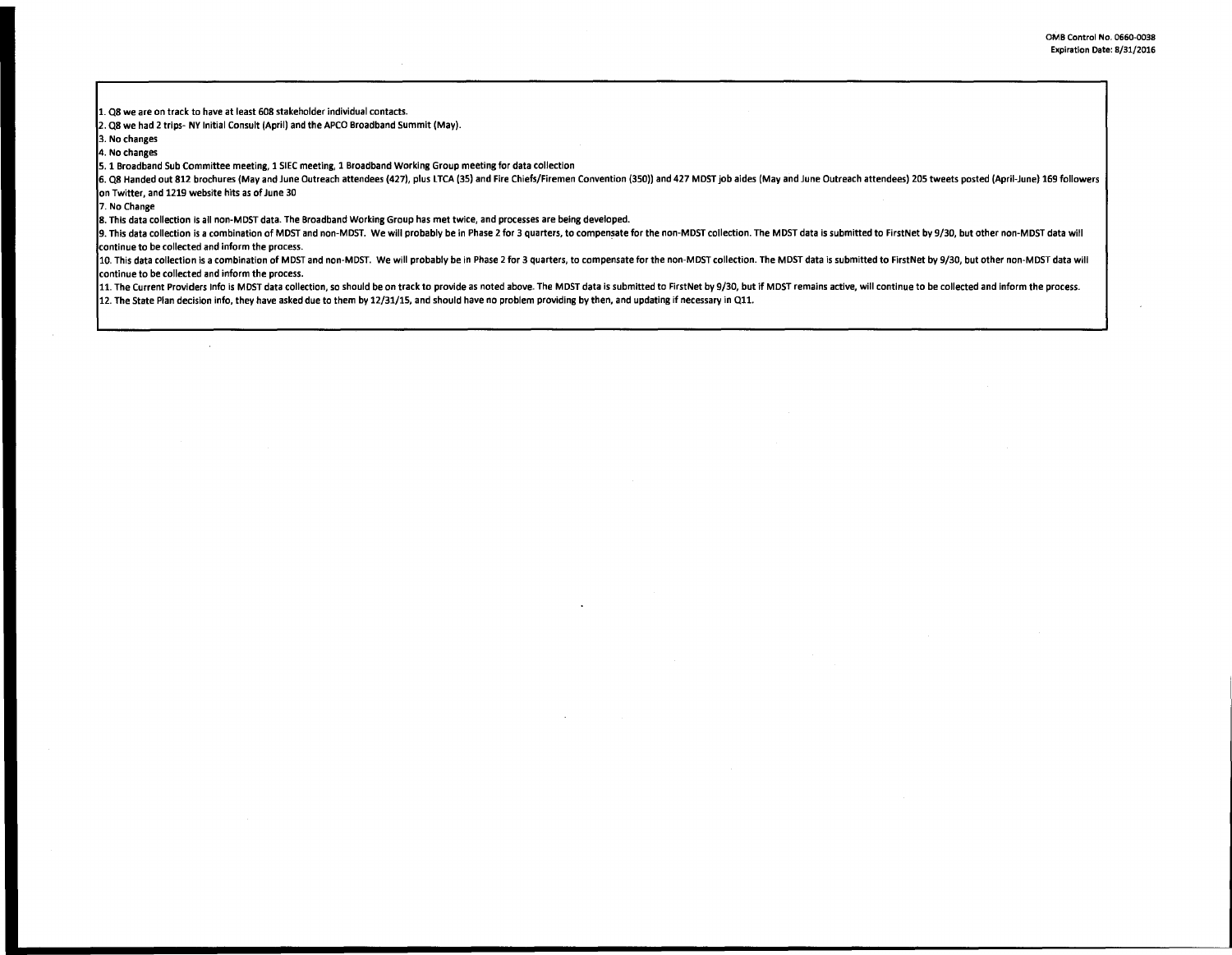OMB Control No. 0660-0038
Expiration Date: 8/31/2016

1. Q8 we are on track to have at least 608 stakeholder individual contacts.
2. Q8 we had 2 trips- NY Initial Consult (April) and the APCO Broadband Summit (May).
3. No changes
4. No changes
5. 1 Broadband Sub Committee meeting, 1 SIEC meeting, 1 Broadband Working Group meeting for data collection
6. Q8 Handed out 812 brochures (May and June Outreach attendees (427), plus LTCA (35) and Fire Chiefs/Firemen Convention (350)) and 427 MDST job aides (May and June Outreach attendees) 205 tweets posted (April-June) 169 followers on Twitter, and 1219 website hits as of June 30
7. No Change
8. This data collection is all non-MDST data. The Broadband Working Group has met twice, and processes are being developed.
9. This data collection is a combination of MDST and non-MDST. We will probably be in Phase 2 for 3 quarters, to compensate for the non-MDST collection. The MDST data is submitted to FirstNet by 9/30, but other non-MDST data will continue to be collected and inform the process.
10. This data collection is a combination of MDST and non-MDST. We will probably be in Phase 2 for 3 quarters, to compensate for the non-MDST collection. The MDST data is submitted to FirstNet by 9/30, but other non-MDST data will continue to be collected and inform the process.
11. The Current Providers Info is MDST data collection, so should be on track to provide as noted above. The MDST data is submitted to FirstNet by 9/30, but if MDST remains active, will continue to be collected and inform the process.
12. The State Plan decision info, they have asked due to them by 12/31/15, and should have no problem providing by then, and updating if necessary in Q11.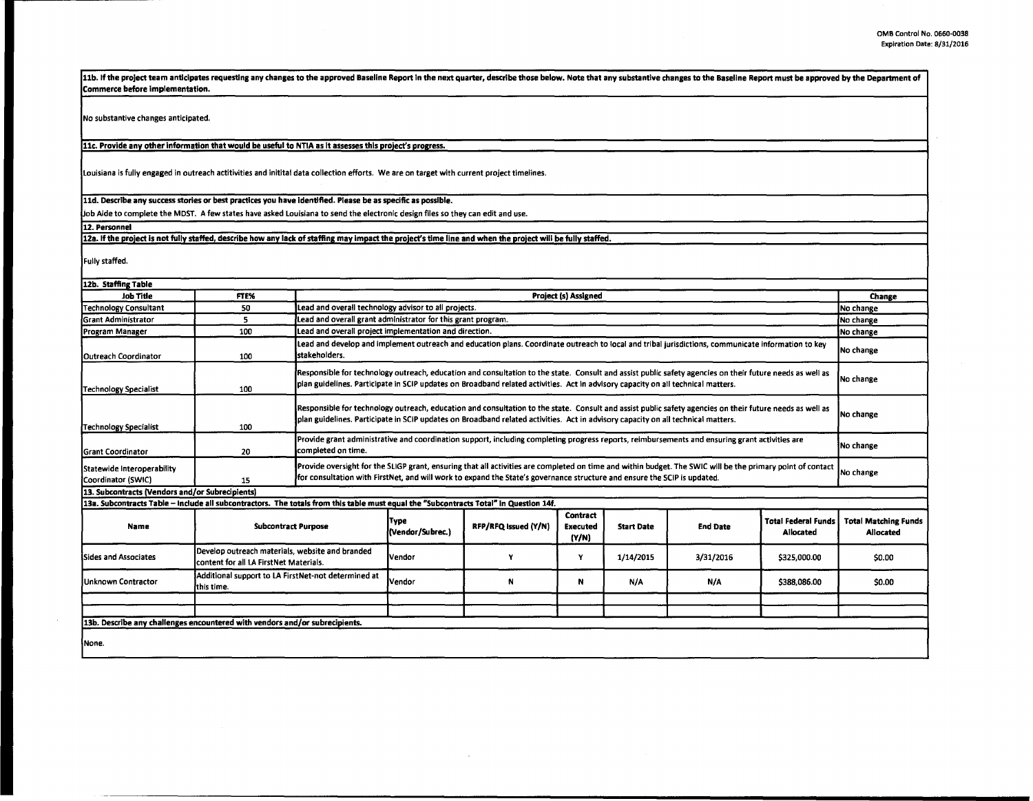**11b. If the project team anticipates requesting any changes to the approved Baseline Report in the next quarter, describe those below. Note that any substantive changes to the Baseline Report must be approved by the Department of Commerce before implementation.**

No substantive changes anticipated.

**11c. Provide any other information that would be useful to NTIA as it assesses this project's progress.**

Louisiana is fully engaged in outreach actitivities and initital data collection efforts. We are on target with current project timelines.

**11d. Describe any success stories or best practices you have identified. Please be as specific as possible.**

Job Aide to complete the MDST. A few states have asked Louisiana to send the electronic design files so they can edit and use.

**12. Personnel**

**12a. If the project is not fully staffed, describe how any lack of staffing may impact the project's time line and when the project will be fully staffed.**

Fully staffed.

**12b. Staffing Table**

| Job Title | FTE% | Project (s) Assigned | Change |
|---|---|---|---|
| Technology Consultant | 50 | Lead and overall technology advisor to all projects. | No change |
| Grant Administrator | 5 | Lead and overall grant administrator for this grant program. | No change |
| Program Manager | 100 | Lead and overall project implementation and direction. | No change |
| Outreach Coordinator | 100 | Lead and develop and implement outreach and education plans. Coordinate outreach to local and tribal jurisdictions, communicate information to key stakeholders. | No change |
| Technology Specialist | 100 | Responsible for technology outreach, education and consultation to the state. Consult and assist public safety agencies on their future needs as well as plan guidelines. Participate in SCIP updates on Broadband related activities. Act in advisory capacity on all technical matters. | No change |
| Technology Specialist | 100 | Responsible for technology outreach, education and consultation to the state. Consult and assist public safety agencies on their future needs as well as plan guidelines. Participate in SCIP updates on Broadband related activities. Act in advisory capacity on all technical matters. | No change |
| Grant Coordinator | 20 | Provide grant administrative and coordination support, including completing progress reports, reimbursements and ensuring grant activities are completed on time. | No change |
| Statewide Interoperability Coordinator (SWIC) | 15 | Provide oversight for the SLIGP grant, ensuring that all activities are completed on time and within budget. The SWIC will be the primary point of contact for consultation with FirstNet, and will work to expand the State's governance structure and ensure the SCIP is updated. | No change |

**13. Subcontracts (Vendors and/or Subrecipients)**

**13a. Subcontracts Table – Include all subcontractors. The totals from this table must equal the "Subcontracts Total" in Question 14f.**

| Name | Subcontract Purpose | Type (Vendor/Subrec.) | RFP/RFQ Issued (Y/N) | Contract Executed (Y/N) | Start Date | End Date | Total Federal Funds Allocated | Total Matching Funds Allocated |
|---|---|---|---|---|---|---|---|---|
| Sides and Associates | Develop outreach materials, website and branded content for all LA FirstNet Materials. | Vendor | Y | Y | 1/14/2015 | 3/31/2016 | $325,000.00 | $0.00 |
| Unknown Contractor | Additional support to LA FirstNet-not determined at this time. | Vendor | N | N | N/A | N/A | $388,086.00 | $0.00 |
| | | | | | | | | |
| | | | | | | | | |

**13b. Describe any challenges encountered with vendors and/or subrecipients.**

None.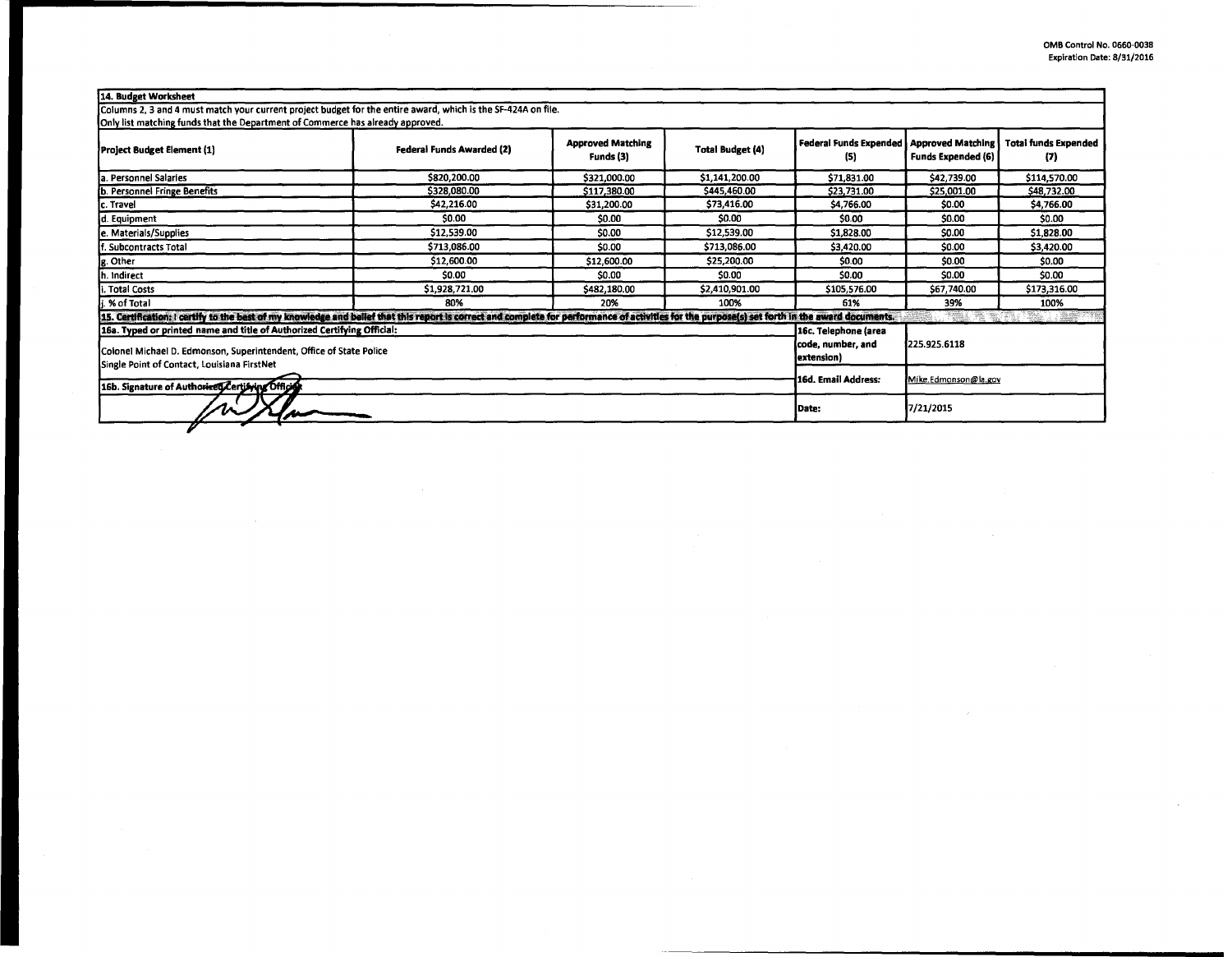OMB Control No. 0660-0038
Expiration Date: 8/31/2016

## 14. Budget Worksheet

Columns 2, 3 and 4 must match your current project budget for the entire award, which is the SF-424A on file.
Only list matching funds that the Department of Commerce has already approved.

| Project Budget Element (1) | Federal Funds Awarded (2) | Approved Matching Funds (3) | Total Budget (4) | Federal Funds Expended (5) | Approved Matching Funds Expended (6) | Total funds Expended (7) |
|---|---|---|---|---|---|---|
| a. Personnel Salaries | $820,200.00 | $321,000.00 | $1,141,200.00 | $71,831.00 | $42,739.00 | $114,570.00 |
| b. Personnel Fringe Benefits | $328,080.00 | $117,380.00 | $445,460.00 | $23,731.00 | $25,001.00 | $48,732.00 |
| c. Travel | $42,216.00 | $31,200.00 | $73,416.00 | $4,766.00 | $0.00 | $4,766.00 |
| d. Equipment | $0.00 | $0.00 | $0.00 | $0.00 | $0.00 | $0.00 |
| e. Materials/Supplies | $12,539.00 | $0.00 | $12,539.00 | $1,828.00 | $0.00 | $1,828.00 |
| f. Subcontracts Total | $713,086.00 | $0.00 | $713,086.00 | $3,420.00 | $0.00 | $3,420.00 |
| g. Other | $12,600.00 | $12,600.00 | $25,200.00 | $0.00 | $0.00 | $0.00 |
| h. Indirect | $0.00 | $0.00 | $0.00 | $0.00 | $0.00 | $0.00 |
| i. Total Costs | $1,928,721.00 | $482,180.00 | $2,410,901.00 | $105,576.00 | $67,740.00 | $173,316.00 |
| j. % of Total | 80% | 20% | 100% | 61% | 39% | 100% |

**15. Certification: I certify to the best of my knowledge and belief that this report is correct and complete for performance of activities for the purpose(s) set forth in the award documents.**

| | | |
|---|---|---|
| **16a. Typed or printed name and title of Authorized Certifying Official:** Colonel Michael D. Edmonson, Superintendent, Office of State Police Single Point of Contact, Louisiana FirstNet | **16c. Telephone (area code, number, and extension)** | 225.925.6118 |
| **16b. Signature of Authorized Certifying Official:** | **16d. Email Address:** | Mike.Edmonson@la.gov |
| | **Date:** | 7/21/2015 |